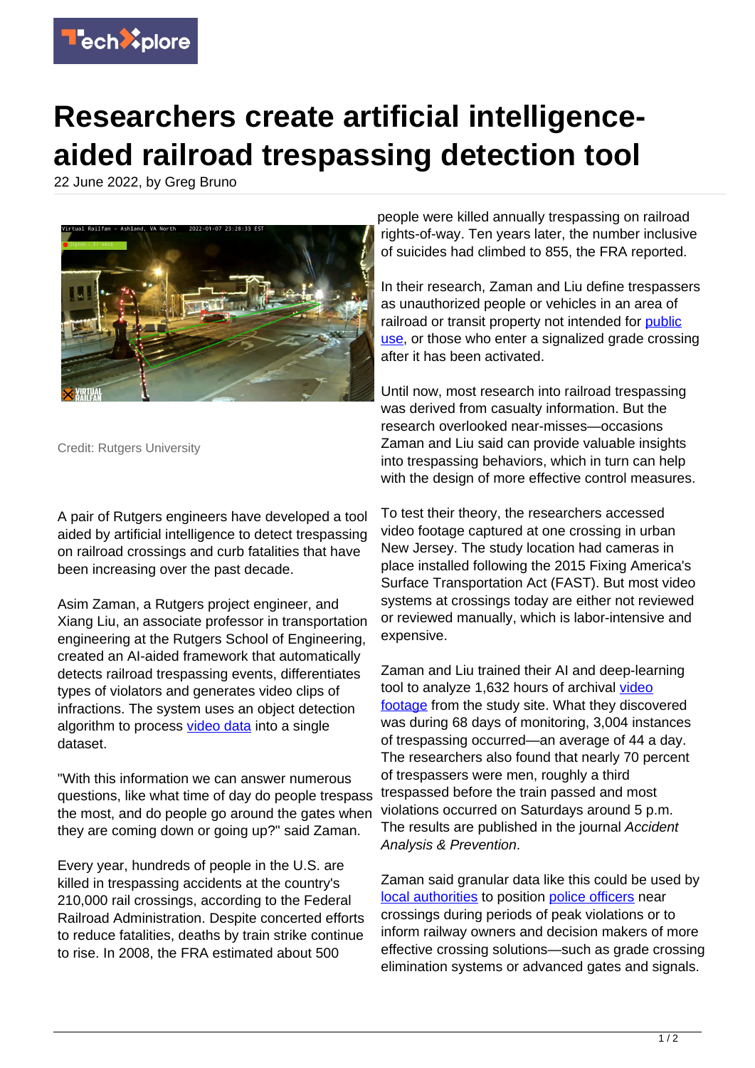# Researchers create artificial intelligence-aided railroad trespassing detection tool

22 June 2022, by Greg Bruno

Credit: Rutgers University

A pair of Rutgers engineers have developed a tool aided by artificial intelligence to detect trespassing on railroad crossings and curb fatalities that have been increasing over the past decade.

Asim Zaman, a Rutgers project engineer, and Xiang Liu, an associate professor in transportation engineering at the Rutgers School of Engineering, created an AI-aided framework that automatically detects railroad trespassing events, differentiates types of violators and generates video clips of infractions. The system uses an object detection algorithm to process video data into a single dataset.

"With this information we can answer numerous questions, like what time of day do people trespass the most, and do people go around the gates when they are coming down or going up?" said Zaman.

Every year, hundreds of people in the U.S. are killed in trespassing accidents at the country's 210,000 rail crossings, according to the Federal Railroad Administration. Despite concerted efforts to reduce fatalities, deaths by train strike continue to rise. In 2008, the FRA estimated about 500 people were killed annually trespassing on railroad rights-of-way. Ten years later, the number inclusive of suicides had climbed to 855, the FRA reported.

In their research, Zaman and Liu define trespassers as unauthorized people or vehicles in an area of railroad or transit property not intended for public use, or those who enter a signalized grade crossing after it has been activated.

Until now, most research into railroad trespassing was derived from casualty information. But the research overlooked near-misses—occasions Zaman and Liu said can provide valuable insights into trespassing behaviors, which in turn can help with the design of more effective control measures.

To test their theory, the researchers accessed video footage captured at one crossing in urban New Jersey. The study location had cameras in place installed following the 2015 Fixing America's Surface Transportation Act (FAST). But most video systems at crossings today are either not reviewed or reviewed manually, which is labor-intensive and expensive.

Zaman and Liu trained their AI and deep-learning tool to analyze 1,632 hours of archival video footage from the study site. What they discovered was during 68 days of monitoring, 3,004 instances of trespassing occurred—an average of 44 a day. The researchers also found that nearly 70 percent of trespassers were men, roughly a third trespassed before the train passed and most violations occurred on Saturdays around 5 p.m. The results are published in the journal *Accident Analysis & Prevention*.

Zaman said granular data like this could be used by local authorities to position police officers near crossings during periods of peak violations or to inform railway owners and decision makers of more effective crossing solutions—such as grade crossing elimination systems or advanced gates and signals.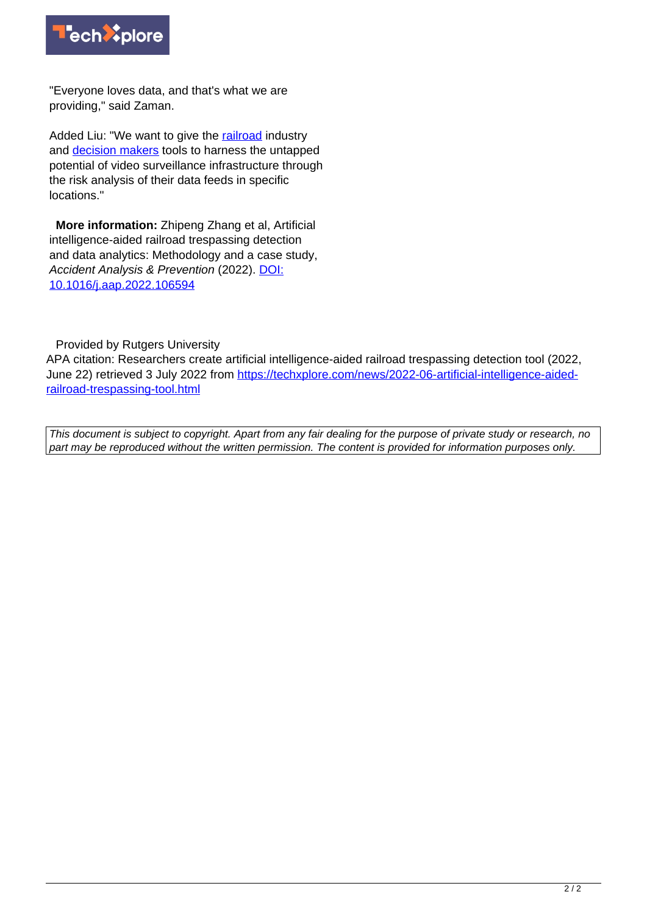"Everyone loves data, and that's what we are providing," said Zaman.

Added Liu: "We want to give the railroad industry and decision makers tools to harness the untapped potential of video surveillance infrastructure through the risk analysis of their data feeds in specific locations."

**More information:** Zhipeng Zhang et al, Artificial intelligence-aided railroad trespassing detection and data analytics: Methodology and a case study, *Accident Analysis & Prevention* (2022). DOI: 10.1016/j.aap.2022.106594

Provided by Rutgers University

APA citation: Researchers create artificial intelligence-aided railroad trespassing detection tool (2022, June 22) retrieved 3 July 2022 from https://techxplore.com/news/2022-06-artificial-intelligence-aided-railroad-trespassing-tool.html

*This document is subject to copyright. Apart from any fair dealing for the purpose of private study or research, no part may be reproduced without the written permission. The content is provided for information purposes only.*